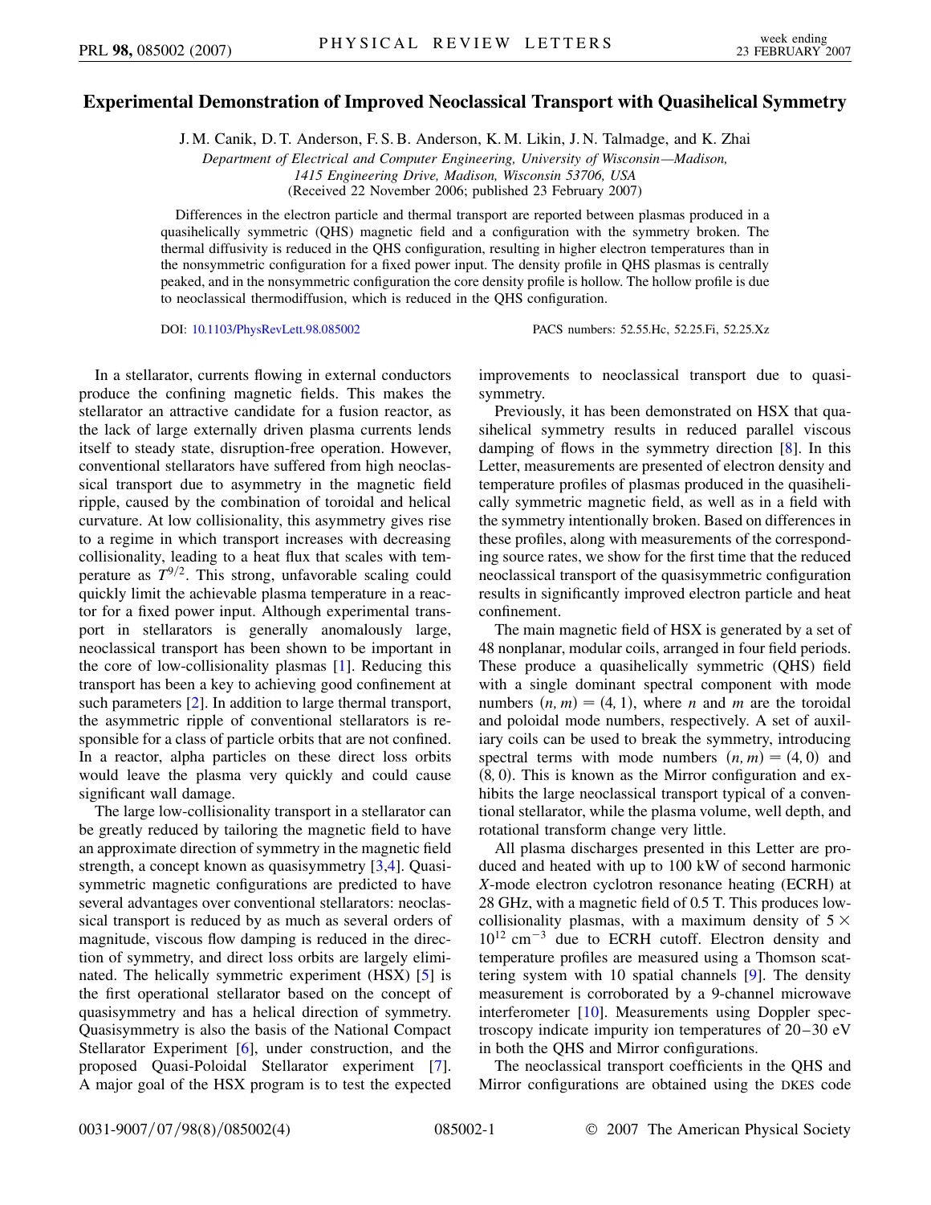# Experimental Demonstration of Improved Neoclassical Transport with Quasihelical Symmetry

J. M. Canik, D. T. Anderson, F. S. B. Anderson, K. M. Likin, J. N. Talmadge, and K. Zhai

*Department of Electrical and Computer Engineering, University of Wisconsin—Madison, 1415 Engineering Drive, Madison, Wisconsin 53706, USA*

(Received 22 November 2006; published 23 February 2007)

Differences in the electron particle and thermal transport are reported between plasmas produced in a quasihelically symmetric (QHS) magnetic field and a configuration with the symmetry broken. The thermal diffusivity is reduced in the QHS configuration, resulting in higher electron temperatures than in the nonsymmetric configuration for a fixed power input. The density profile in QHS plasmas is centrally peaked, and in the nonsymmetric configuration the core density profile is hollow. The hollow profile is due to neoclassical thermodiffusion, which is reduced in the QHS configuration.

DOI: 10.1103/PhysRevLett.98.085002 PACS numbers: 52.55.Hc, 52.25.Fi, 52.25.Xz

In a stellarator, currents flowing in external conductors produce the confining magnetic fields. This makes the stellarator an attractive candidate for a fusion reactor, as the lack of large externally driven plasma currents lends itself to steady state, disruption-free operation. However, conventional stellarators have suffered from high neoclassical transport due to asymmetry in the magnetic field ripple, caused by the combination of toroidal and helical curvature. At low collisionality, this asymmetry gives rise to a regime in which transport increases with decreasing collisionality, leading to a heat flux that scales with temperature as $T^{9/2}$. This strong, unfavorable scaling could quickly limit the achievable plasma temperature in a reactor for a fixed power input. Although experimental transport in stellarators is generally anomalously large, neoclassical transport has been shown to be important in the core of low-collisionality plasmas [1]. Reducing this transport has been a key to achieving good confinement at such parameters [2]. In addition to large thermal transport, the asymmetric ripple of conventional stellarators is responsible for a class of particle orbits that are not confined. In a reactor, alpha particles on these direct loss orbits would leave the plasma very quickly and could cause significant wall damage.

The large low-collisionality transport in a stellarator can be greatly reduced by tailoring the magnetic field to have an approximate direction of symmetry in the magnetic field strength, a concept known as quasisymmetry [3,4]. Quasisymmetric magnetic configurations are predicted to have several advantages over conventional stellarators: neoclassical transport is reduced by as much as several orders of magnitude, viscous flow damping is reduced in the direction of symmetry, and direct loss orbits are largely eliminated. The helically symmetric experiment (HSX) [5] is the first operational stellarator based on the concept of quasisymmetry and has a helical direction of symmetry. Quasisymmetry is also the basis of the National Compact Stellarator Experiment [6], under construction, and the proposed Quasi-Poloidal Stellarator experiment [7]. A major goal of the HSX program is to test the expected improvements to neoclassical transport due to quasisymmetry.

Previously, it has been demonstrated on HSX that quasihelical symmetry results in reduced parallel viscous damping of flows in the symmetry direction [8]. In this Letter, measurements are presented of electron density and temperature profiles of plasmas produced in the quasihelically symmetric magnetic field, as well as in a field with the symmetry intentionally broken. Based on differences in these profiles, along with measurements of the corresponding source rates, we show for the first time that the reduced neoclassical transport of the quasisymmetric configuration results in significantly improved electron particle and heat confinement.

The main magnetic field of HSX is generated by a set of 48 nonplanar, modular coils, arranged in four field periods. These produce a quasihelically symmetric (QHS) field with a single dominant spectral component with mode numbers $(n, m) = (4, 1)$, where $n$ and $m$ are the toroidal and poloidal mode numbers, respectively. A set of auxiliary coils can be used to break the symmetry, introducing spectral terms with mode numbers $(n, m) = (4, 0)$ and $(8, 0)$. This is known as the Mirror configuration and exhibits the large neoclassical transport typical of a conventional stellarator, while the plasma volume, well depth, and rotational transform change very little.

All plasma discharges presented in this Letter are produced and heated with up to 100 kW of second harmonic $X$-mode electron cyclotron resonance heating (ECRH) at 28 GHz, with a magnetic field of 0.5 T. This produces low-collisionality plasmas, with a maximum density of $5 \times 10^{12}$ cm$^{-3}$ due to ECRH cutoff. Electron density and temperature profiles are measured using a Thomson scattering system with 10 spatial channels [9]. The density measurement is corroborated by a 9-channel microwave interferometer [10]. Measurements using Doppler spectroscopy indicate impurity ion temperatures of 20–30 eV in both the QHS and Mirror configurations.

The neoclassical transport coefficients in the QHS and Mirror configurations are obtained using the DKES code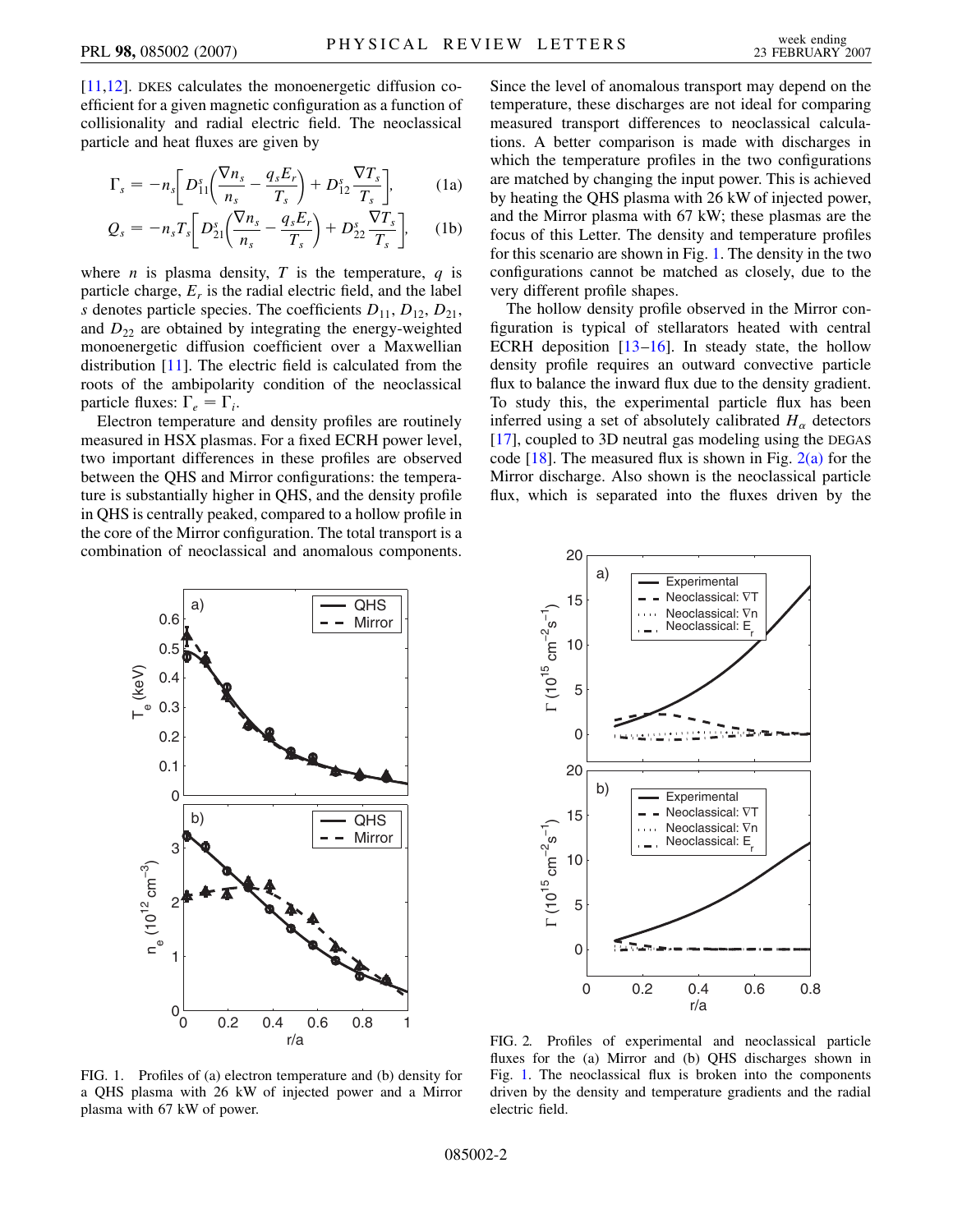[11,12]. DKES calculates the monoenergetic diffusion coefficient for a given magnetic configuration as a function of collisionality and radial electric field. The neoclassical particle and heat fluxes are given by

$$\Gamma_s = -n_s\left[D_{11}^s\left(\frac{\nabla n_s}{n_s} - \frac{q_s E_r}{T_s}\right) + D_{12}^s \frac{\nabla T_s}{T_s}\right], \tag{1a}$$

$$Q_s = -n_s T_s\left[D_{21}^s\left(\frac{\nabla n_s}{n_s} - \frac{q_s E_r}{T_s}\right) + D_{22}^s \frac{\nabla T_s}{T_s}\right], \tag{1b}$$

where $n$ is plasma density, $T$ is the temperature, $q$ is particle charge, $E_r$ is the radial electric field, and the label $s$ denotes particle species. The coefficients $D_{11}$, $D_{12}$, $D_{21}$, and $D_{22}$ are obtained by integrating the energy-weighted monoenergetic diffusion coefficient over a Maxwellian distribution [11]. The electric field is calculated from the roots of the ambipolarity condition of the neoclassical particle fluxes: $\Gamma_e = \Gamma_i$.

Electron temperature and density profiles are routinely measured in HSX plasmas. For a fixed ECRH power level, two important differences in these profiles are observed between the QHS and Mirror configurations: the temperature is substantially higher in QHS, and the density profile in QHS is centrally peaked, compared to a hollow profile in the core of the Mirror configuration. The total transport is a combination of neoclassical and anomalous components. Since the level of anomalous transport may depend on the temperature, these discharges are not ideal for comparing measured transport differences to neoclassical calculations. A better comparison is made with discharges in which the temperature profiles in the two configurations are matched by changing the input power. This is achieved by heating the QHS plasma with 26 kW of injected power, and the Mirror plasma with 67 kW; these plasmas are the focus of this Letter. The density and temperature profiles for this scenario are shown in Fig. 1. The density in the two configurations cannot be matched as closely, due to the very different profile shapes.

The hollow density profile observed in the Mirror configuration is typical of stellarators heated with central ECRH deposition [13–16]. In steady state, the hollow density profile requires an outward convective particle flux to balance the inward flux due to the density gradient. To study this, the experimental particle flux has been inferred using a set of absolutely calibrated $H_\alpha$ detectors [17], coupled to 3D neutral gas modeling using the DEGAS code [18]. The measured flux is shown in Fig. 2(a) for the Mirror discharge. Also shown is the neoclassical particle flux, which is separated into the fluxes driven by the

FIG. 1. Profiles of (a) electron temperature and (b) density for a QHS plasma with 26 kW of injected power and a Mirror plasma with 67 kW of power.

FIG. 2. Profiles of experimental and neoclassical particle fluxes for the (a) Mirror and (b) QHS discharges shown in Fig. 1. The neoclassical flux is broken into the components driven by the density and temperature gradients and the radial electric field.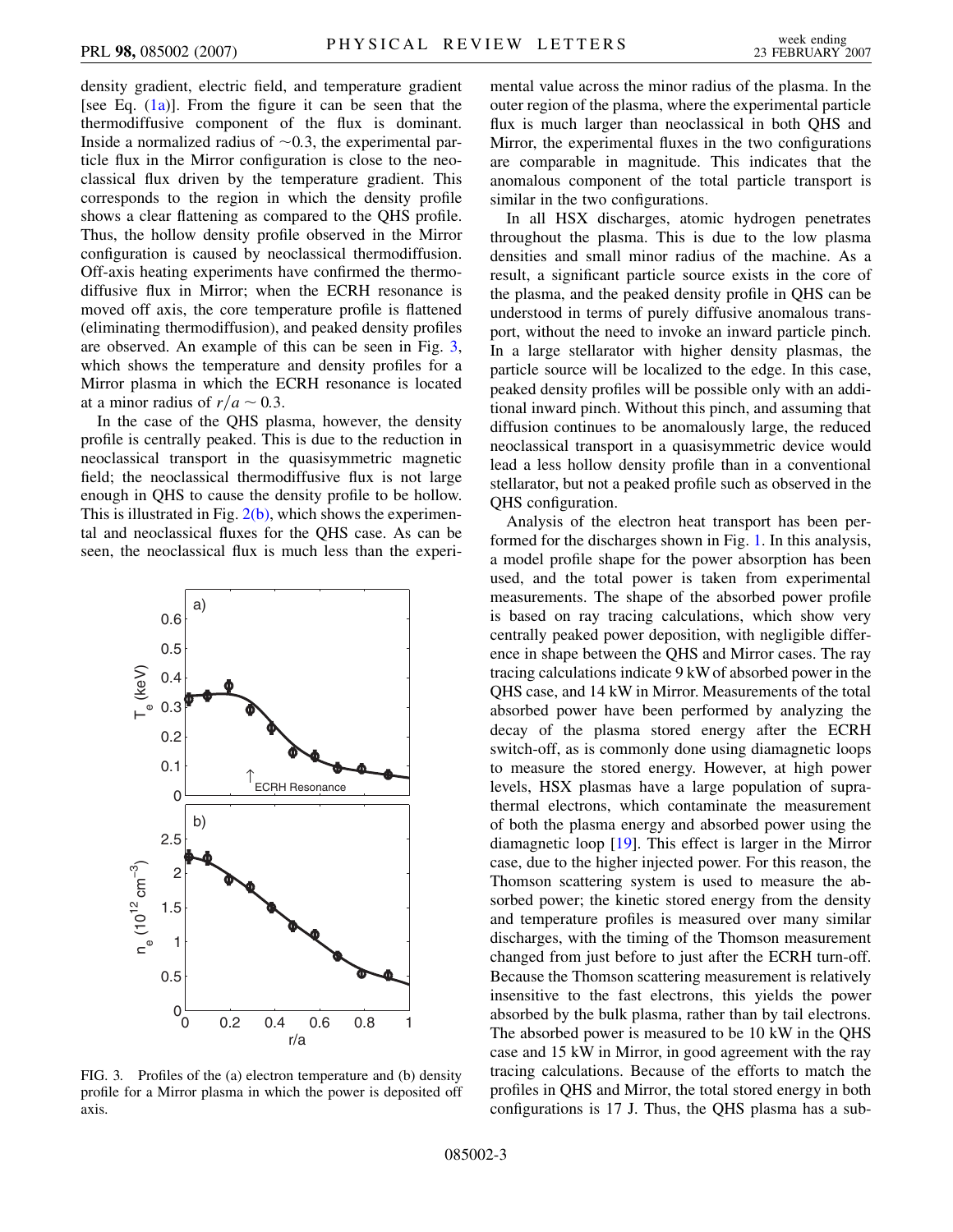density gradient, electric field, and temperature gradient [see Eq. (1a)]. From the figure it can be seen that the thermodiffusive component of the flux is dominant. Inside a normalized radius of $\sim 0.3$, the experimental particle flux in the Mirror configuration is close to the neoclassical flux driven by the temperature gradient. This corresponds to the region in which the density profile shows a clear flattening as compared to the QHS profile. Thus, the hollow density profile observed in the Mirror configuration is caused by neoclassical thermodiffusion. Off-axis heating experiments have confirmed the thermodiffusive flux in Mirror; when the ECRH resonance is moved off axis, the core temperature profile is flattened (eliminating thermodiffusion), and peaked density profiles are observed. An example of this can be seen in Fig. 3, which shows the temperature and density profiles for a Mirror plasma in which the ECRH resonance is located at a minor radius of $r/a \sim 0.3$.

In the case of the QHS plasma, however, the density profile is centrally peaked. This is due to the reduction in neoclassical transport in the quasisymmetric magnetic field; the neoclassical thermodiffusive flux is not large enough in QHS to cause the density profile to be hollow. This is illustrated in Fig. 2(b), which shows the experimental and neoclassical fluxes for the QHS case. As can be seen, the neoclassical flux is much less than the experimental value across the minor radius of the plasma. In the outer region of the plasma, where the experimental particle flux is much larger than neoclassical in both QHS and Mirror, the experimental fluxes in the two configurations are comparable in magnitude. This indicates that the anomalous component of the total particle transport is similar in the two configurations.

a)
0.6
0.5
0.4
0.3
0.2
0.1
0
$T_e$ (keV)
ECRH Resonance
b)
2.5
2
1.5
1
0.5
0
$n_e$ ($10^{12}$ cm$^{-3}$)
0 0.2 0.4 0.6 0.8 1
r/a

FIG. 3. Profiles of the (a) electron temperature and (b) density profile for a Mirror plasma in which the power is deposited off axis.

In all HSX discharges, atomic hydrogen penetrates throughout the plasma. This is due to the low plasma densities and small minor radius of the machine. As a result, a significant particle source exists in the core of the plasma, and the peaked density profile in QHS can be understood in terms of purely diffusive anomalous transport, without the need to invoke an inward particle pinch. In a large stellarator with higher density plasmas, the particle source will be localized to the edge. In this case, peaked density profiles will be possible only with an additional inward pinch. Without this pinch, and assuming that diffusion continues to be anomalously large, the reduced neoclassical transport in a quasisymmetric device would lead a less hollow density profile than in a conventional stellarator, but not a peaked profile such as observed in the QHS configuration.

Analysis of the electron heat transport has been performed for the discharges shown in Fig. 1. In this analysis, a model profile shape for the power absorption has been used, and the total power is taken from experimental measurements. The shape of the absorbed power profile is based on ray tracing calculations, which show very centrally peaked power deposition, with negligible difference in shape between the QHS and Mirror cases. The ray tracing calculations indicate 9 kW of absorbed power in the QHS case, and 14 kW in Mirror. Measurements of the total absorbed power have been performed by analyzing the decay of the plasma stored energy after the ECRH switch-off, as is commonly done using diamagnetic loops to measure the stored energy. However, at high power levels, HSX plasmas have a large population of suprathermal electrons, which contaminate the measurement of both the plasma energy and absorbed power using the diamagnetic loop [19]. This effect is larger in the Mirror case, due to the higher injected power. For this reason, the Thomson scattering system is used to measure the absorbed power; the kinetic stored energy from the density and temperature profiles is measured over many similar discharges, with the timing of the Thomson measurement changed from just before to just after the ECRH turn-off. Because the Thomson scattering measurement is relatively insensitive to the fast electrons, this yields the power absorbed by the bulk plasma, rather than by tail electrons. The absorbed power is measured to be 10 kW in the QHS case and 15 kW in Mirror, in good agreement with the ray tracing calculations. Because of the efforts to match the profiles in QHS and Mirror, the total stored energy in both configurations is 17 J. Thus, the QHS plasma has a sub-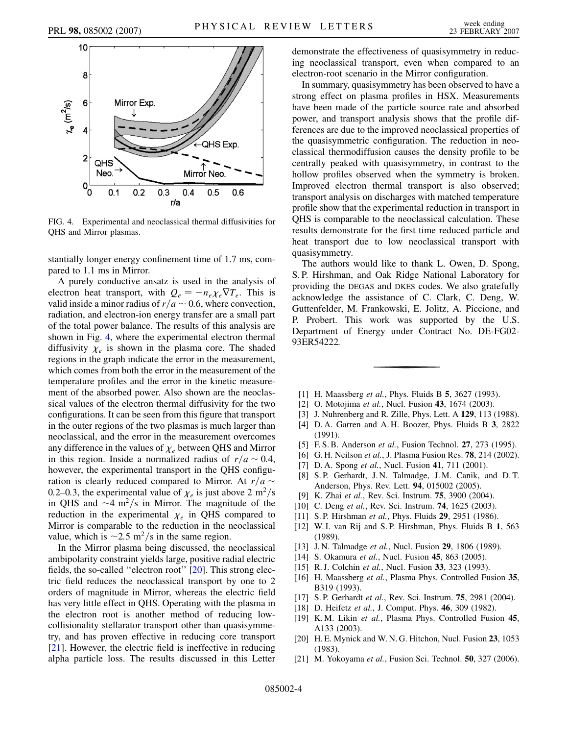10
8
6
4
2
0
$\chi_e$ (m$^2$/s)
0 0.1 0.2 0.3 0.4 0.5 0.6
r/a
Mirror Exp.
QHS Exp.
QHS Neo.
Mirror Neo.

FIG. 4. Experimental and neoclassical thermal diffusivities for QHS and Mirror plasmas.

stantially longer energy confinement time of 1.7 ms, compared to 1.1 ms in Mirror.

A purely conductive ansatz is used in the analysis of electron heat transport, with $Q_e = -n_e \chi_e \nabla T_e$. This is valid inside a minor radius of $r/a \sim 0.6$, where convection, radiation, and electron-ion energy transfer are a small part of the total power balance. The results of this analysis are shown in Fig. 4, where the experimental electron thermal diffusivity $\chi_e$ is shown in the plasma core. The shaded regions in the graph indicate the error in the measurement, which comes from both the error in the measurement of the temperature profiles and the error in the kinetic measurement of the absorbed power. Also shown are the neoclassical values of the electron thermal diffusivity for the two configurations. It can be seen from this figure that transport in the outer regions of the two plasmas is much larger than neoclassical, and the error in the measurement overcomes any difference in the values of $\chi_e$ between QHS and Mirror in this region. Inside a normalized radius of $r/a \sim 0.4$, however, the experimental transport in the QHS configuration is clearly reduced compared to Mirror. At $r/a \sim 0.2$–$0.3$, the experimental value of $\chi_e$ is just above 2 m$^2$/s in QHS and $\sim$4 m$^2$/s in Mirror. The magnitude of the reduction in the experimental $\chi_e$ in QHS compared to Mirror is comparable to the reduction in the neoclassical value, which is $\sim$2.5 m$^2$/s in the same region.

In the Mirror plasma being discussed, the neoclassical ambipolarity constraint yields large, positive radial electric fields, the so-called "electron root" [20]. This strong electric field reduces the neoclassical transport by one to 2 orders of magnitude in Mirror, whereas the electric field has very little effect in QHS. Operating with the plasma in the electron root is another method of reducing low-collisionality stellarator transport other than quasisymmetry, and has proven effective in reducing core transport [21]. However, the electric field is ineffective in reducing alpha particle loss. The results discussed in this Letter demonstrate the effectiveness of quasisymmetry in reducing neoclassical transport, even when compared to an electron-root scenario in the Mirror configuration.

In summary, quasisymmetry has been observed to have a strong effect on plasma profiles in HSX. Measurements have been made of the particle source rate and absorbed power, and transport analysis shows that the profile differences are due to the improved neoclassical properties of the quasisymmetric configuration. The reduction in neoclassical thermodiffusion causes the density profile to be centrally peaked with quasisymmetry, in contrast to the hollow profiles observed when the symmetry is broken. Improved electron thermal transport is also observed; transport analysis on discharges with matched temperature profile show that the experimental reduction in transport in QHS is comparable to the neoclassical calculation. These results demonstrate for the first time reduced particle and heat transport due to low neoclassical transport with quasisymmetry.

The authors would like to thank L. Owen, D. Spong, S. P. Hirshman, and Oak Ridge National Laboratory for providing the DEGAS and DKES codes. We also gratefully acknowledge the assistance of C. Clark, C. Deng, W. Guttenfelder, M. Frankowski, E. Jolitz, A. Piccione, and P. Probert. This work was supported by the U.S. Department of Energy under Contract No. DE-FG02-93ER54222.

---

[1] H. Maassberg *et al.*, Phys. Fluids B **5**, 3627 (1993).
[2] O. Motojima *et al.*, Nucl. Fusion **43**, 1674 (2003).
[3] J. Nuhrenberg and R. Zille, Phys. Lett. A **129**, 113 (1988).
[4] D. A. Garren and A. H. Boozer, Phys. Fluids B **3**, 2822 (1991).
[5] F. S. B. Anderson *et al.*, Fusion Technol. **27**, 273 (1995).
[6] G. H. Neilson *et al.*, J. Plasma Fusion Res. **78**, 214 (2002).
[7] D. A. Spong *et al.*, Nucl. Fusion **41**, 711 (2001).
[8] S. P. Gerhardt, J. N. Talmadge, J. M. Canik, and D. T. Anderson, Phys. Rev. Lett. **94**, 015002 (2005).
[9] K. Zhai *et al.*, Rev. Sci. Instrum. **75**, 3900 (2004).
[10] C. Deng *et al.*, Rev. Sci. Instrum. **74**, 1625 (2003).
[11] S. P. Hirshman *et al.*, Phys. Fluids **29**, 2951 (1986).
[12] W. I. van Rij and S. P. Hirshman, Phys. Fluids B **1**, 563 (1989).
[13] J. N. Talmadge *et al.*, Nucl. Fusion **29**, 1806 (1989).
[14] S. Okamura *et al.*, Nucl. Fusion **45**, 863 (2005).
[15] R. J. Colchin *et al.*, Nucl. Fusion **33**, 323 (1993).
[16] H. Maassberg *et al.*, Plasma Phys. Controlled Fusion **35**, B319 (1993).
[17] S. P. Gerhardt *et al.*, Rev. Sci. Instrum. **75**, 2981 (2004).
[18] D. Heifetz *et al.*, J. Comput. Phys. **46**, 309 (1982).
[19] K. M. Likin *et al.*, Plasma Phys. Controlled Fusion **45**, A133 (2003).
[20] H. E. Mynick and W. N. G. Hitchon, Nucl. Fusion **23**, 1053 (1983).
[21] M. Yokoyama *et al.*, Fusion Sci. Technol. **50**, 327 (2006).